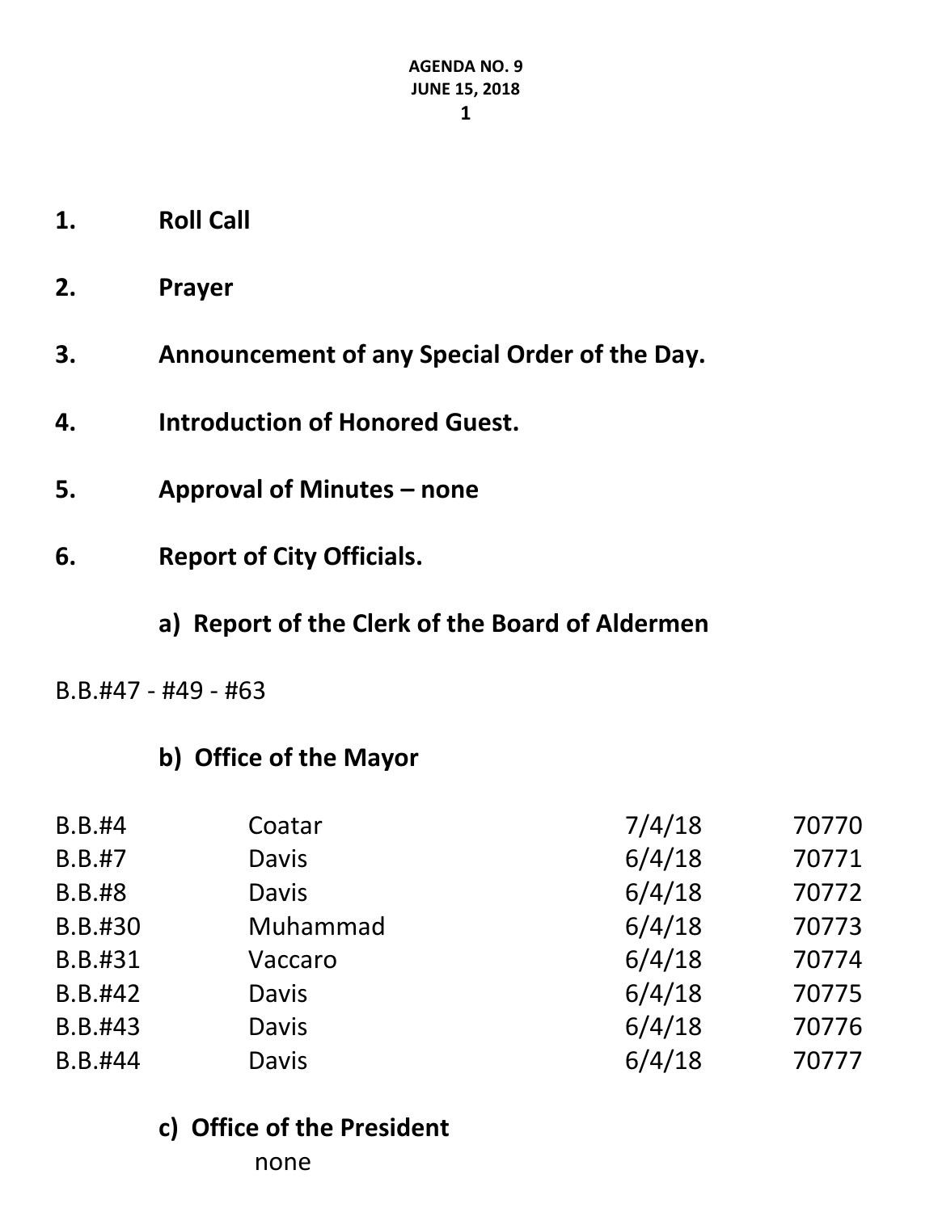**AGENDA NO. 9**
**JUNE 15, 2018**

1. **Roll Call**

2. **Prayer**

3. **Announcement of any Special Order of the Day.**

4. **Introduction of Honored Guest.**

5. **Approval of Minutes – none**

6. **Report of City Officials.**

**a) Report of the Clerk of the Board of Aldermen**

B.B.#47 - #49 - #63

**b) Office of the Mayor**

| | | | |
|---|---|---|---|
| B.B.#4 | Coatar | 7/4/18 | 70770 |
| B.B.#7 | Davis | 6/4/18 | 70771 |
| B.B.#8 | Davis | 6/4/18 | 70772 |
| B.B.#30 | Muhammad | 6/4/18 | 70773 |
| B.B.#31 | Vaccaro | 6/4/18 | 70774 |
| B.B.#42 | Davis | 6/4/18 | 70775 |
| B.B.#43 | Davis | 6/4/18 | 70776 |
| B.B.#44 | Davis | 6/4/18 | 70777 |

**c) Office of the President**

none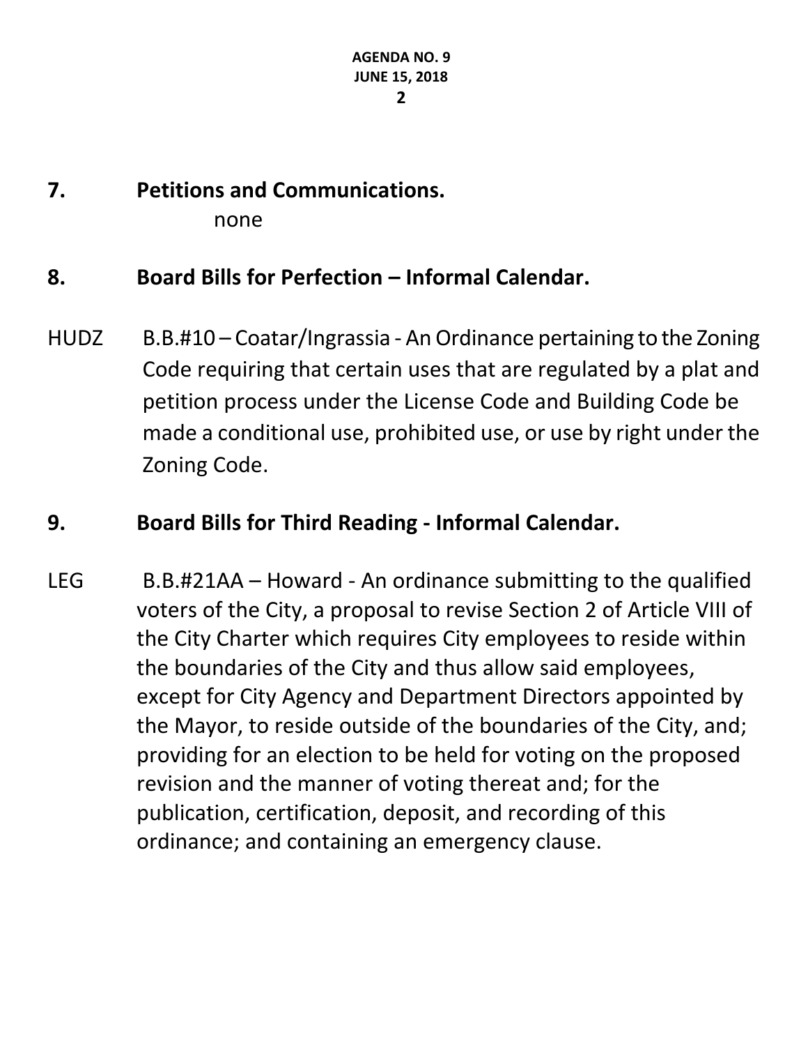**7. Petitions and Communications.**

none

**8. Board Bills for Perfection – Informal Calendar.**

HUDZ B.B.#10 – Coatar/Ingrassia - An Ordinance pertaining to the Zoning Code requiring that certain uses that are regulated by a plat and petition process under the License Code and Building Code be made a conditional use, prohibited use, or use by right under the Zoning Code.

**9. Board Bills for Third Reading - Informal Calendar.**

LEG B.B.#21AA – Howard - An ordinance submitting to the qualified voters of the City, a proposal to revise Section 2 of Article VIII of the City Charter which requires City employees to reside within the boundaries of the City and thus allow said employees, except for City Agency and Department Directors appointed by the Mayor, to reside outside of the boundaries of the City, and; providing for an election to be held for voting on the proposed revision and the manner of voting thereat and; for the publication, certification, deposit, and recording of this ordinance; and containing an emergency clause.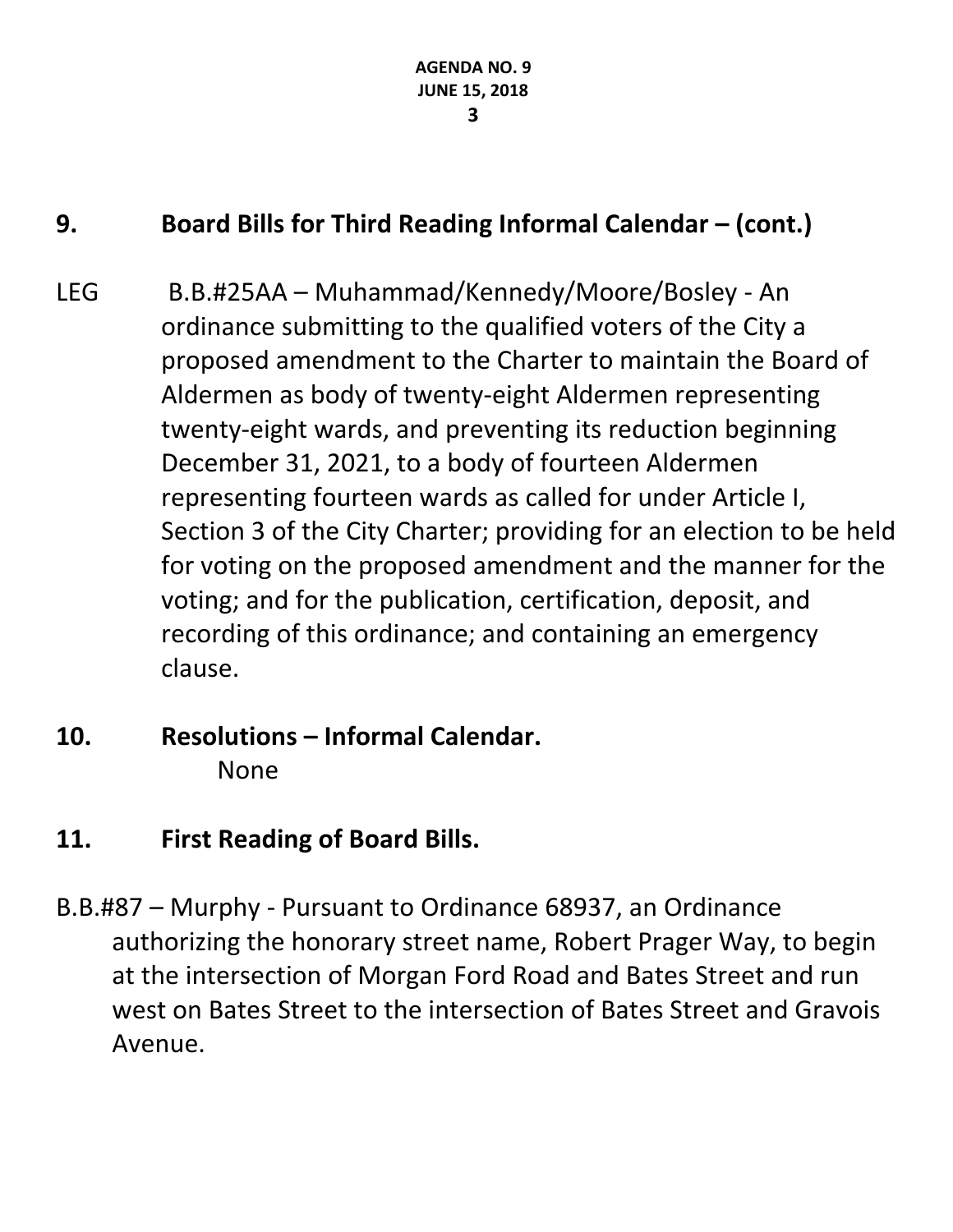## 9. Board Bills for Third Reading Informal Calendar – (cont.)

LEG B.B.#25AA – Muhammad/Kennedy/Moore/Bosley - An ordinance submitting to the qualified voters of the City a proposed amendment to the Charter to maintain the Board of Aldermen as body of twenty-eight Aldermen representing twenty-eight wards, and preventing its reduction beginning December 31, 2021, to a body of fourteen Aldermen representing fourteen wards as called for under Article I, Section 3 of the City Charter; providing for an election to be held for voting on the proposed amendment and the manner for the voting; and for the publication, certification, deposit, and recording of this ordinance; and containing an emergency clause.

## 10. Resolutions – Informal Calendar.

None

## 11. First Reading of Board Bills.

B.B.#87 – Murphy - Pursuant to Ordinance 68937, an Ordinance authorizing the honorary street name, Robert Prager Way, to begin at the intersection of Morgan Ford Road and Bates Street and run west on Bates Street to the intersection of Bates Street and Gravois Avenue.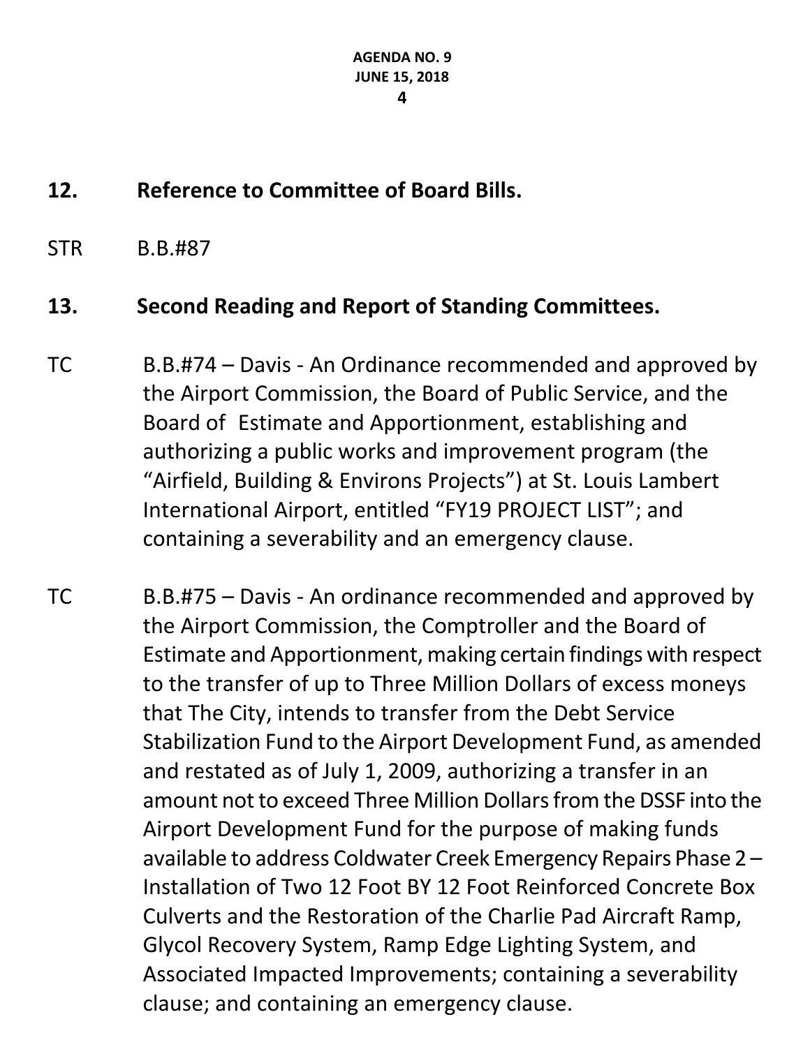## 12. Reference to Committee of Board Bills.

STR B.B.#87

## 13. Second Reading and Report of Standing Committees.

TC B.B.#74 – Davis - An Ordinance recommended and approved by the Airport Commission, the Board of Public Service, and the Board of Estimate and Apportionment, establishing and authorizing a public works and improvement program (the "Airfield, Building & Environs Projects") at St. Louis Lambert International Airport, entitled "FY19 PROJECT LIST"; and containing a severability and an emergency clause.

TC B.B.#75 – Davis - An ordinance recommended and approved by the Airport Commission, the Comptroller and the Board of Estimate and Apportionment, making certain findings with respect to the transfer of up to Three Million Dollars of excess moneys that The City, intends to transfer from the Debt Service Stabilization Fund to the Airport Development Fund, as amended and restated as of July 1, 2009, authorizing a transfer in an amount not to exceed Three Million Dollars from the DSSF into the Airport Development Fund for the purpose of making funds available to address Coldwater Creek Emergency Repairs Phase 2 – Installation of Two 12 Foot BY 12 Foot Reinforced Concrete Box Culverts and the Restoration of the Charlie Pad Aircraft Ramp, Glycol Recovery System, Ramp Edge Lighting System, and Associated Impacted Improvements; containing a severability clause; and containing an emergency clause.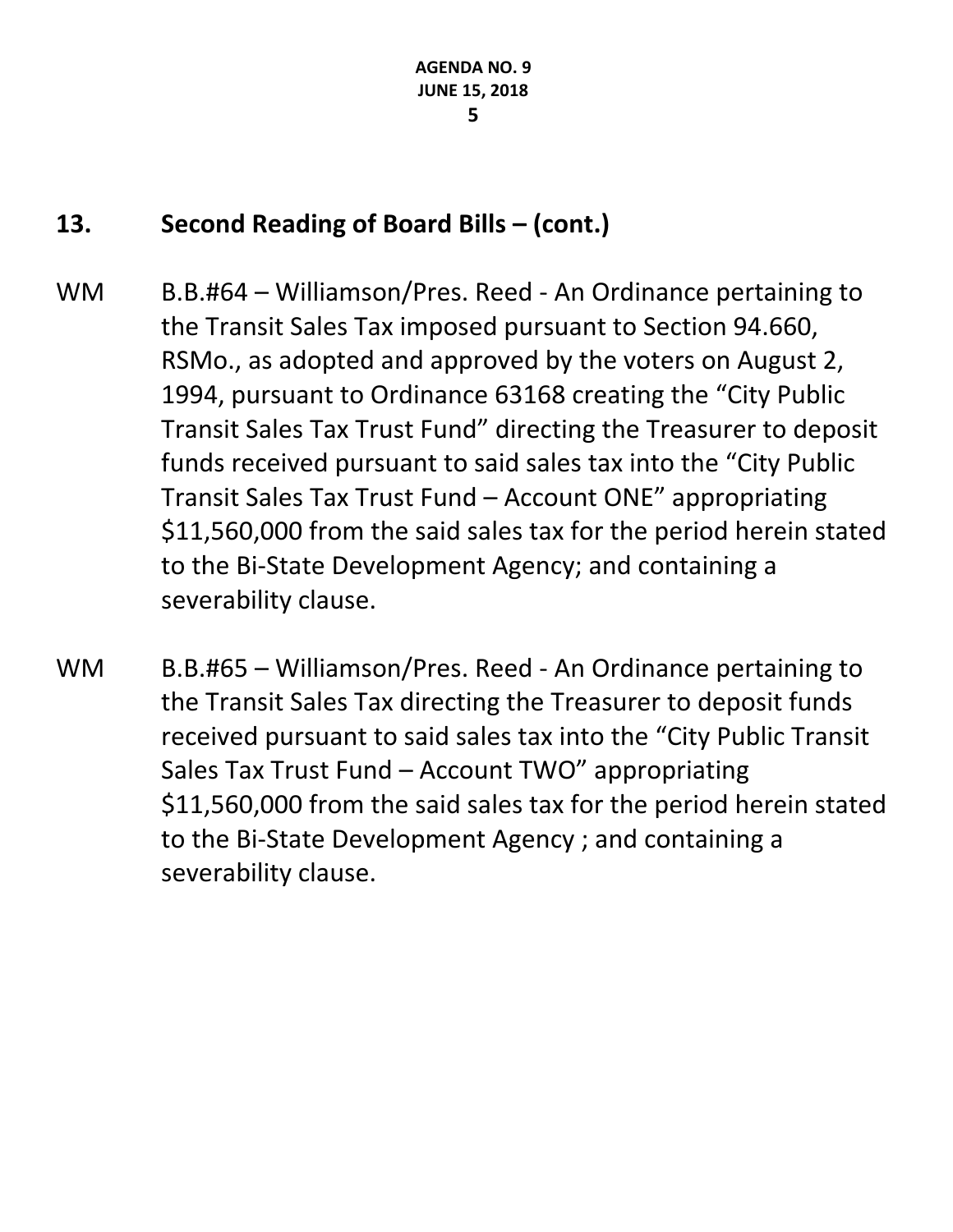## 13. Second Reading of Board Bills – (cont.)

WM B.B.#64 – Williamson/Pres. Reed - An Ordinance pertaining to the Transit Sales Tax imposed pursuant to Section 94.660, RSMo., as adopted and approved by the voters on August 2, 1994, pursuant to Ordinance 63168 creating the "City Public Transit Sales Tax Trust Fund" directing the Treasurer to deposit funds received pursuant to said sales tax into the "City Public Transit Sales Tax Trust Fund – Account ONE" appropriating $11,560,000 from the said sales tax for the period herein stated to the Bi-State Development Agency; and containing a severability clause.

WM B.B.#65 – Williamson/Pres. Reed - An Ordinance pertaining to the Transit Sales Tax directing the Treasurer to deposit funds received pursuant to said sales tax into the "City Public Transit Sales Tax Trust Fund – Account TWO" appropriating $11,560,000 from the said sales tax for the period herein stated to the Bi-State Development Agency ; and containing a severability clause.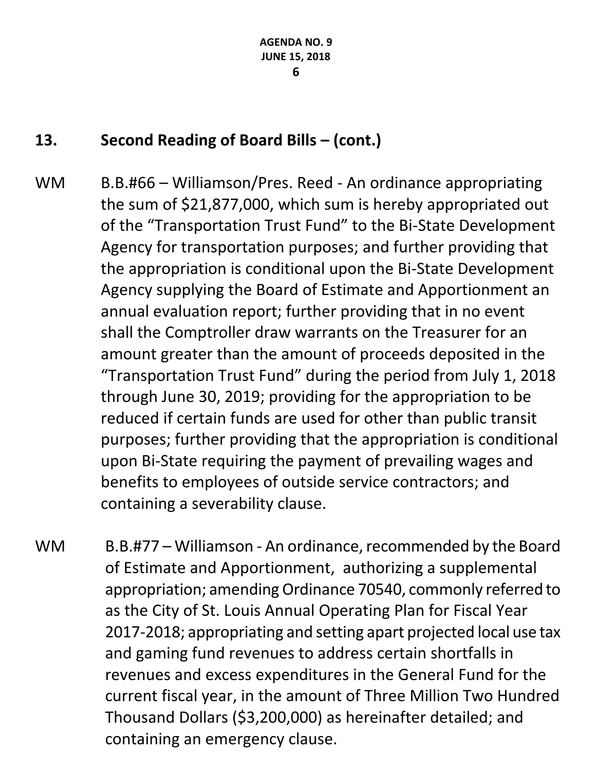## 13. Second Reading of Board Bills – (cont.)

WM B.B.#66 – Williamson/Pres. Reed - An ordinance appropriating the sum of $21,877,000, which sum is hereby appropriated out of the "Transportation Trust Fund" to the Bi-State Development Agency for transportation purposes; and further providing that the appropriation is conditional upon the Bi-State Development Agency supplying the Board of Estimate and Apportionment an annual evaluation report; further providing that in no event shall the Comptroller draw warrants on the Treasurer for an amount greater than the amount of proceeds deposited in the "Transportation Trust Fund" during the period from July 1, 2018 through June 30, 2019; providing for the appropriation to be reduced if certain funds are used for other than public transit purposes; further providing that the appropriation is conditional upon Bi-State requiring the payment of prevailing wages and benefits to employees of outside service contractors; and containing a severability clause.

WM B.B.#77 – Williamson - An ordinance, recommended by the Board of Estimate and Apportionment, authorizing a supplemental appropriation; amending Ordinance 70540, commonly referred to as the City of St. Louis Annual Operating Plan for Fiscal Year 2017-2018; appropriating and setting apart projected local use tax and gaming fund revenues to address certain shortfalls in revenues and excess expenditures in the General Fund for the current fiscal year, in the amount of Three Million Two Hundred Thousand Dollars ($3,200,000) as hereinafter detailed; and containing an emergency clause.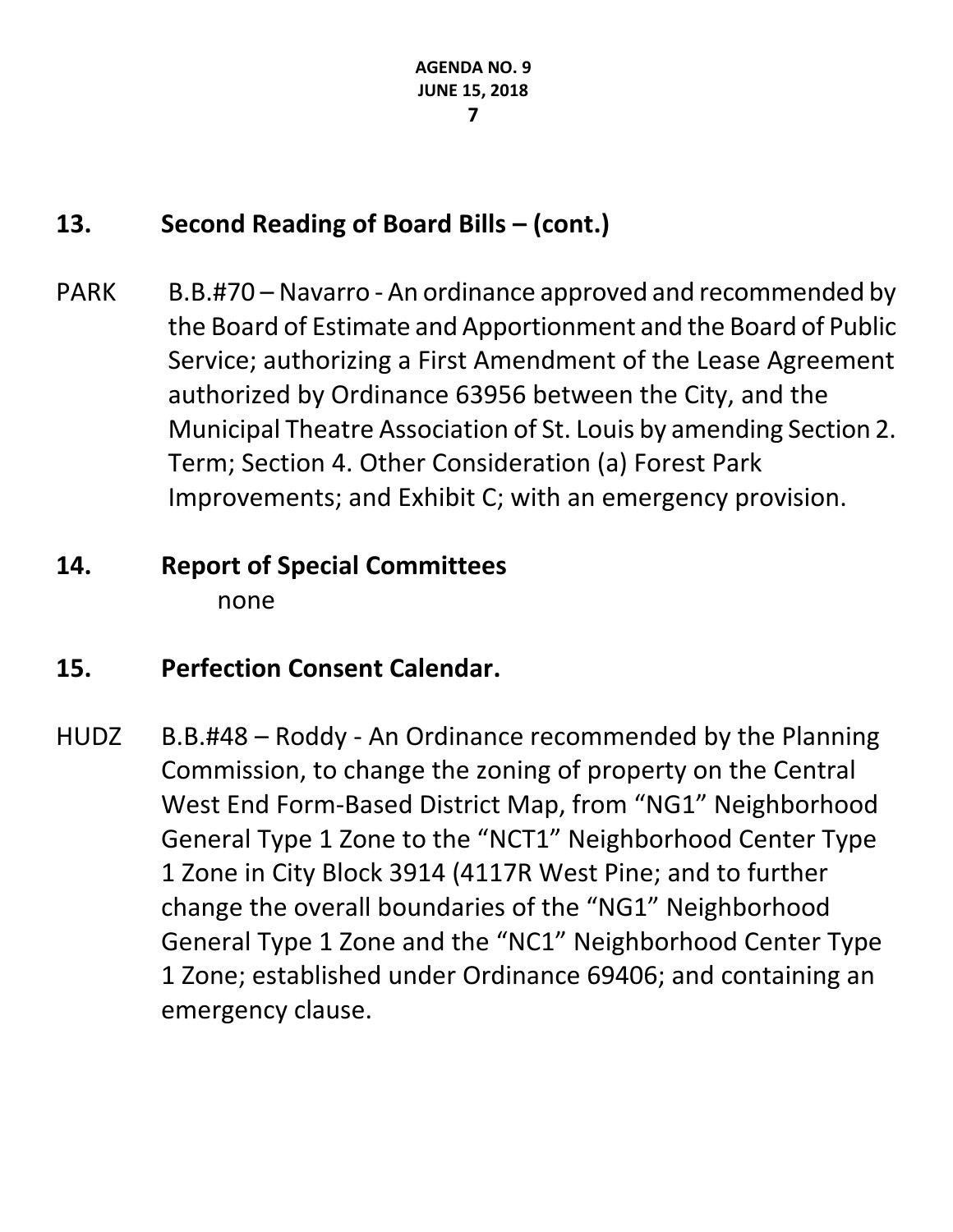## 13. Second Reading of Board Bills – (cont.)

PARK B.B.#70 – Navarro - An ordinance approved and recommended by the Board of Estimate and Apportionment and the Board of Public Service; authorizing a First Amendment of the Lease Agreement authorized by Ordinance 63956 between the City, and the Municipal Theatre Association of St. Louis by amending Section 2. Term; Section 4. Other Consideration (a) Forest Park Improvements; and Exhibit C; with an emergency provision.

## 14. Report of Special Committees

none

## 15. Perfection Consent Calendar.

HUDZ B.B.#48 – Roddy - An Ordinance recommended by the Planning Commission, to change the zoning of property on the Central West End Form-Based District Map, from "NG1" Neighborhood General Type 1 Zone to the "NCT1" Neighborhood Center Type 1 Zone in City Block 3914 (4117R West Pine; and to further change the overall boundaries of the "NG1" Neighborhood General Type 1 Zone and the "NC1" Neighborhood Center Type 1 Zone; established under Ordinance 69406; and containing an emergency clause.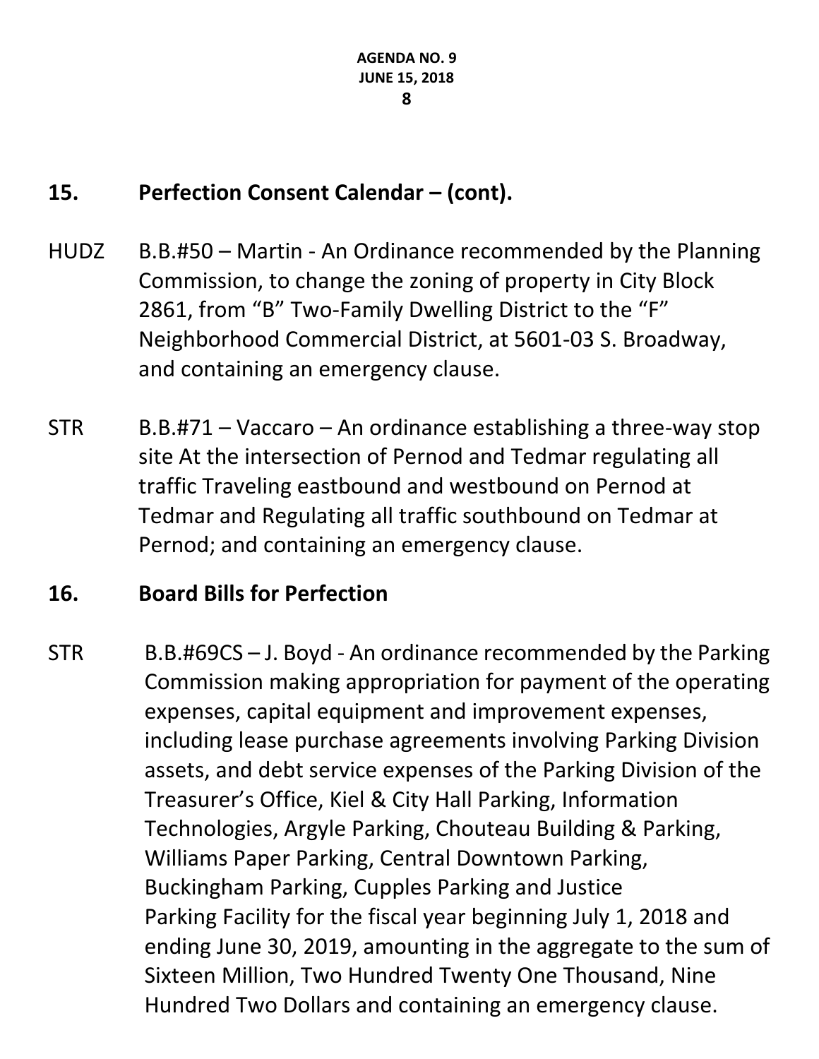## 15. Perfection Consent Calendar – (cont).

HUDZ B.B.#50 – Martin - An Ordinance recommended by the Planning Commission, to change the zoning of property in City Block 2861, from "B" Two-Family Dwelling District to the "F" Neighborhood Commercial District, at 5601-03 S. Broadway, and containing an emergency clause.

STR B.B.#71 – Vaccaro – An ordinance establishing a three-way stop site At the intersection of Pernod and Tedmar regulating all traffic Traveling eastbound and westbound on Pernod at Tedmar and Regulating all traffic southbound on Tedmar at Pernod; and containing an emergency clause.

## 16. Board Bills for Perfection

STR B.B.#69CS – J. Boyd - An ordinance recommended by the Parking Commission making appropriation for payment of the operating expenses, capital equipment and improvement expenses, including lease purchase agreements involving Parking Division assets, and debt service expenses of the Parking Division of the Treasurer's Office, Kiel & City Hall Parking, Information Technologies, Argyle Parking, Chouteau Building & Parking, Williams Paper Parking, Central Downtown Parking, Buckingham Parking, Cupples Parking and Justice Parking Facility for the fiscal year beginning July 1, 2018 and ending June 30, 2019, amounting in the aggregate to the sum of Sixteen Million, Two Hundred Twenty One Thousand, Nine Hundred Two Dollars and containing an emergency clause.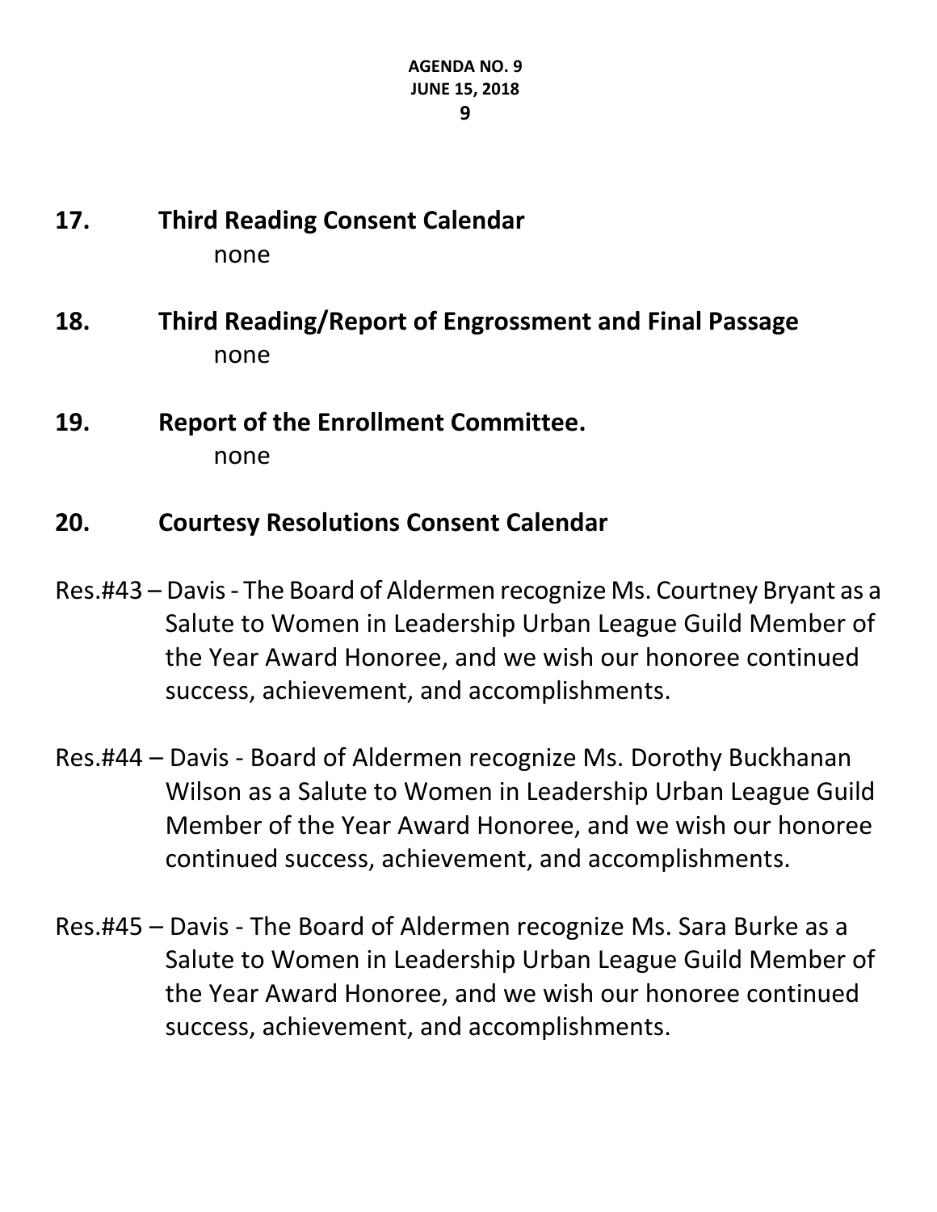## 17. Third Reading Consent Calendar

none

## 18. Third Reading/Report of Engrossment and Final Passage

none

## 19. Report of the Enrollment Committee.

none

## 20. Courtesy Resolutions Consent Calendar

Res.#43 – Davis - The Board of Aldermen recognize Ms. Courtney Bryant as a Salute to Women in Leadership Urban League Guild Member of the Year Award Honoree, and we wish our honoree continued success, achievement, and accomplishments.

Res.#44 – Davis - Board of Aldermen recognize Ms. Dorothy Buckhanan Wilson as a Salute to Women in Leadership Urban League Guild Member of the Year Award Honoree, and we wish our honoree continued success, achievement, and accomplishments.

Res.#45 – Davis - The Board of Aldermen recognize Ms. Sara Burke as a Salute to Women in Leadership Urban League Guild Member of the Year Award Honoree, and we wish our honoree continued success, achievement, and accomplishments.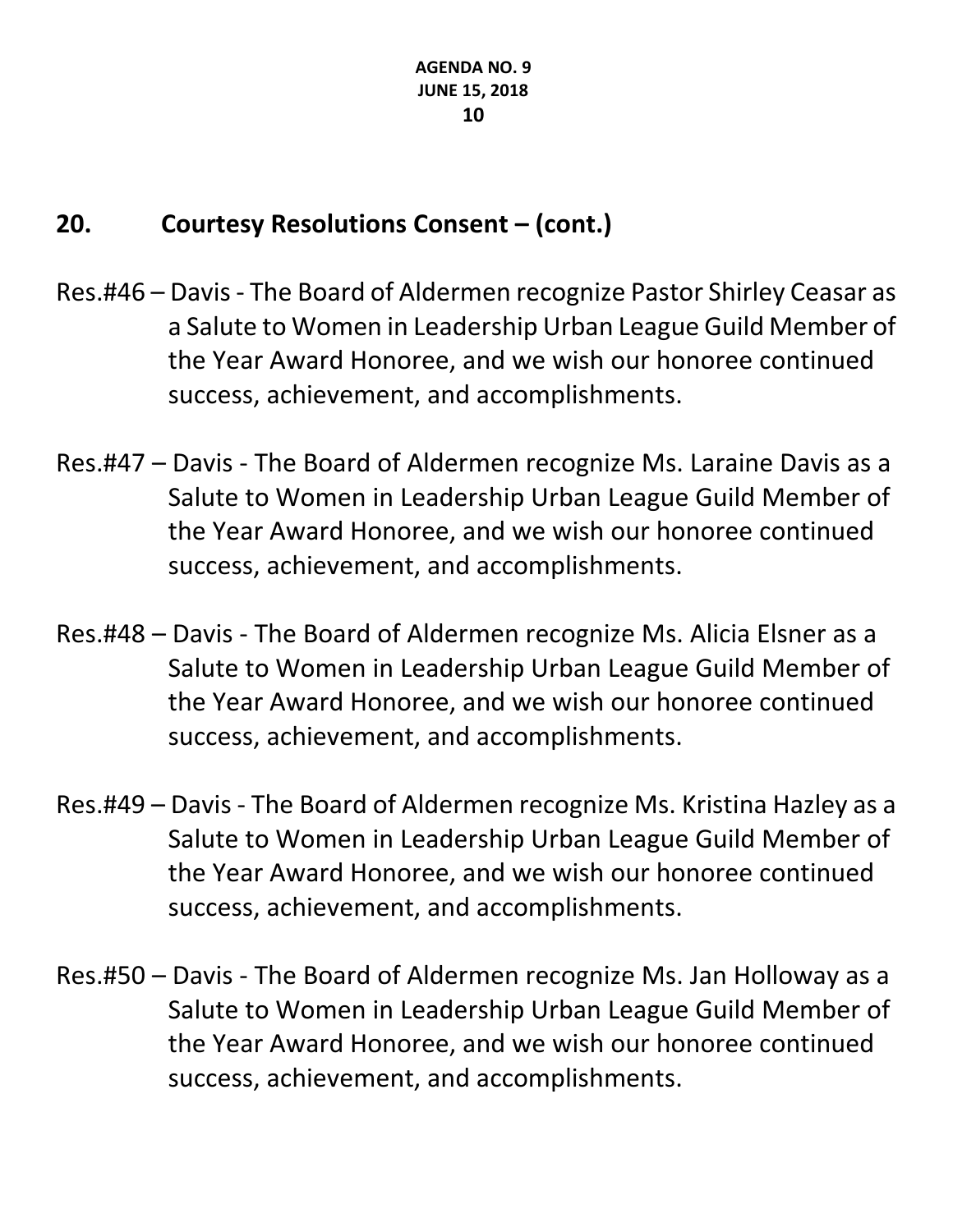## 20. Courtesy Resolutions Consent – (cont.)

Res.#46 – Davis - The Board of Aldermen recognize Pastor Shirley Ceasar as a Salute to Women in Leadership Urban League Guild Member of the Year Award Honoree, and we wish our honoree continued success, achievement, and accomplishments.

Res.#47 – Davis - The Board of Aldermen recognize Ms. Laraine Davis as a Salute to Women in Leadership Urban League Guild Member of the Year Award Honoree, and we wish our honoree continued success, achievement, and accomplishments.

Res.#48 – Davis - The Board of Aldermen recognize Ms. Alicia Elsner as a Salute to Women in Leadership Urban League Guild Member of the Year Award Honoree, and we wish our honoree continued success, achievement, and accomplishments.

Res.#49 – Davis - The Board of Aldermen recognize Ms. Kristina Hazley as a Salute to Women in Leadership Urban League Guild Member of the Year Award Honoree, and we wish our honoree continued success, achievement, and accomplishments.

Res.#50 – Davis - The Board of Aldermen recognize Ms. Jan Holloway as a Salute to Women in Leadership Urban League Guild Member of the Year Award Honoree, and we wish our honoree continued success, achievement, and accomplishments.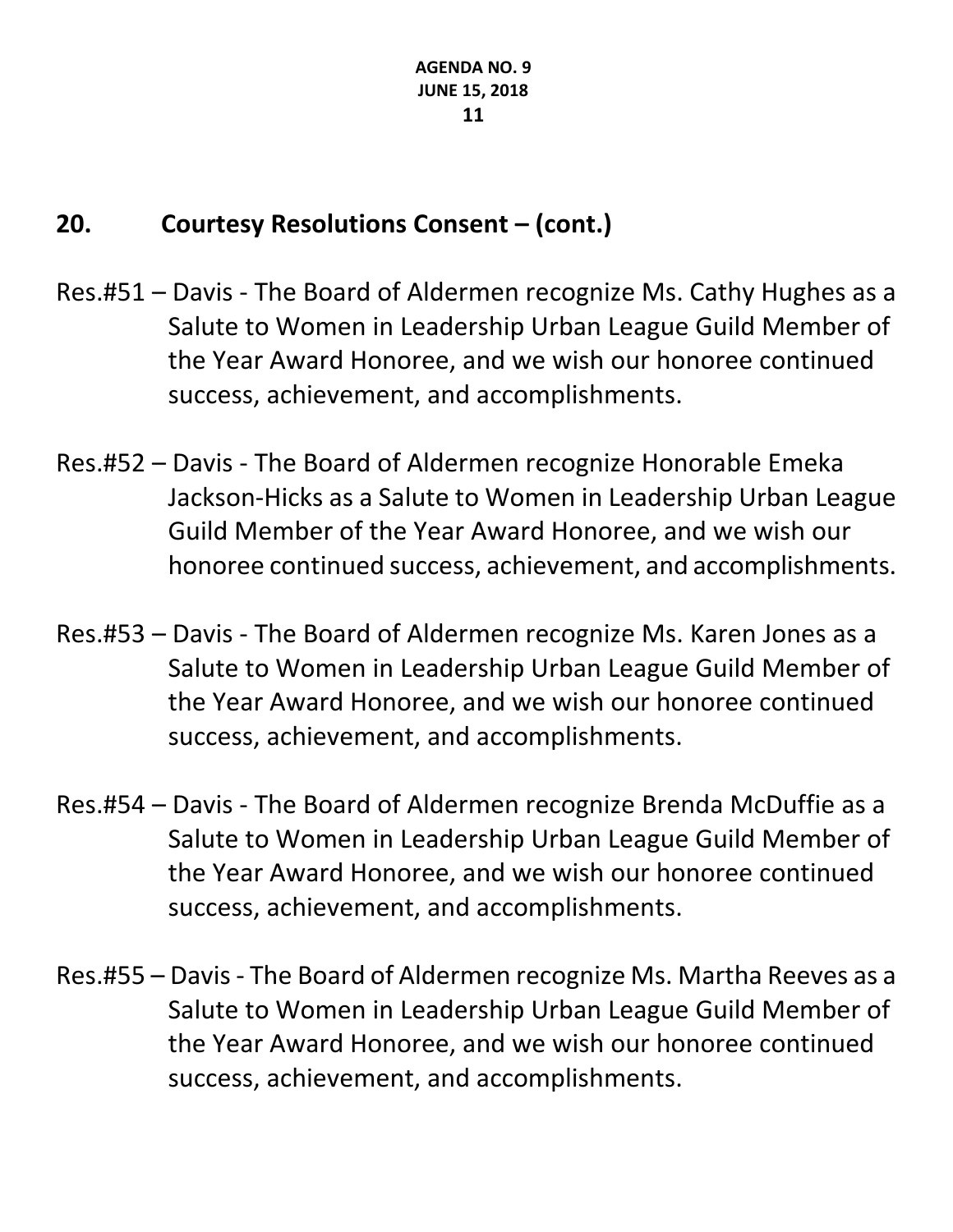## 20. Courtesy Resolutions Consent – (cont.)

Res.#51 – Davis - The Board of Aldermen recognize Ms. Cathy Hughes as a Salute to Women in Leadership Urban League Guild Member of the Year Award Honoree, and we wish our honoree continued success, achievement, and accomplishments.

Res.#52 – Davis - The Board of Aldermen recognize Honorable Emeka Jackson-Hicks as a Salute to Women in Leadership Urban League Guild Member of the Year Award Honoree, and we wish our honoree continued success, achievement, and accomplishments.

Res.#53 – Davis - The Board of Aldermen recognize Ms. Karen Jones as a Salute to Women in Leadership Urban League Guild Member of the Year Award Honoree, and we wish our honoree continued success, achievement, and accomplishments.

Res.#54 – Davis - The Board of Aldermen recognize Brenda McDuffie as a Salute to Women in Leadership Urban League Guild Member of the Year Award Honoree, and we wish our honoree continued success, achievement, and accomplishments.

Res.#55 – Davis - The Board of Aldermen recognize Ms. Martha Reeves as a Salute to Women in Leadership Urban League Guild Member of the Year Award Honoree, and we wish our honoree continued success, achievement, and accomplishments.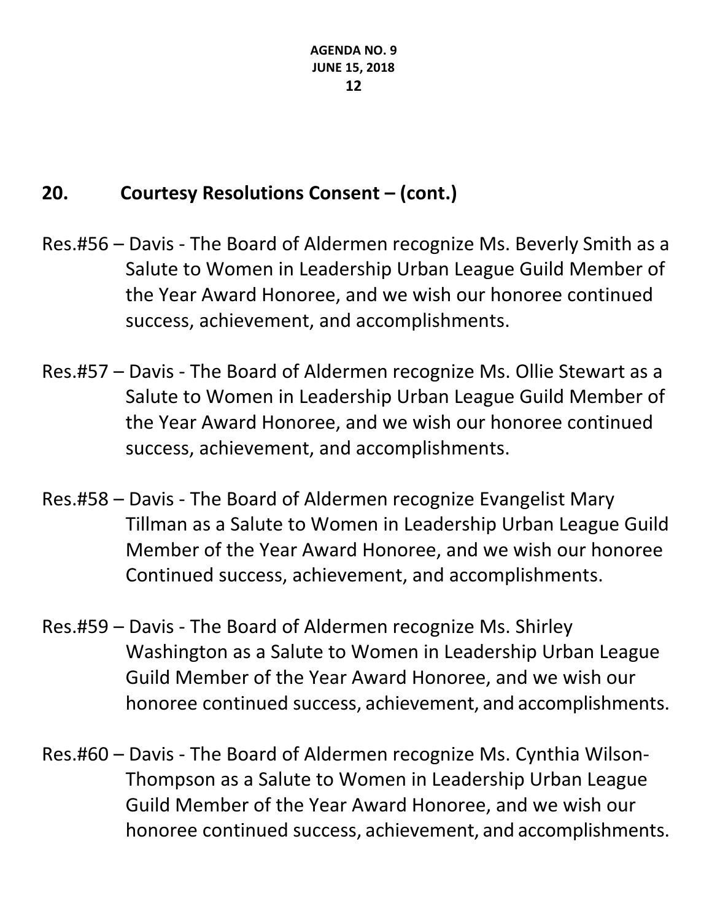## 20. Courtesy Resolutions Consent – (cont.)

Res.#56 – Davis - The Board of Aldermen recognize Ms. Beverly Smith as a Salute to Women in Leadership Urban League Guild Member of the Year Award Honoree, and we wish our honoree continued success, achievement, and accomplishments.

Res.#57 – Davis - The Board of Aldermen recognize Ms. Ollie Stewart as a Salute to Women in Leadership Urban League Guild Member of the Year Award Honoree, and we wish our honoree continued success, achievement, and accomplishments.

Res.#58 – Davis - The Board of Aldermen recognize Evangelist Mary Tillman as a Salute to Women in Leadership Urban League Guild Member of the Year Award Honoree, and we wish our honoree Continued success, achievement, and accomplishments.

Res.#59 – Davis - The Board of Aldermen recognize Ms. Shirley Washington as a Salute to Women in Leadership Urban League Guild Member of the Year Award Honoree, and we wish our honoree continued success, achievement, and accomplishments.

Res.#60 – Davis - The Board of Aldermen recognize Ms. Cynthia Wilson-Thompson as a Salute to Women in Leadership Urban League Guild Member of the Year Award Honoree, and we wish our honoree continued success, achievement, and accomplishments.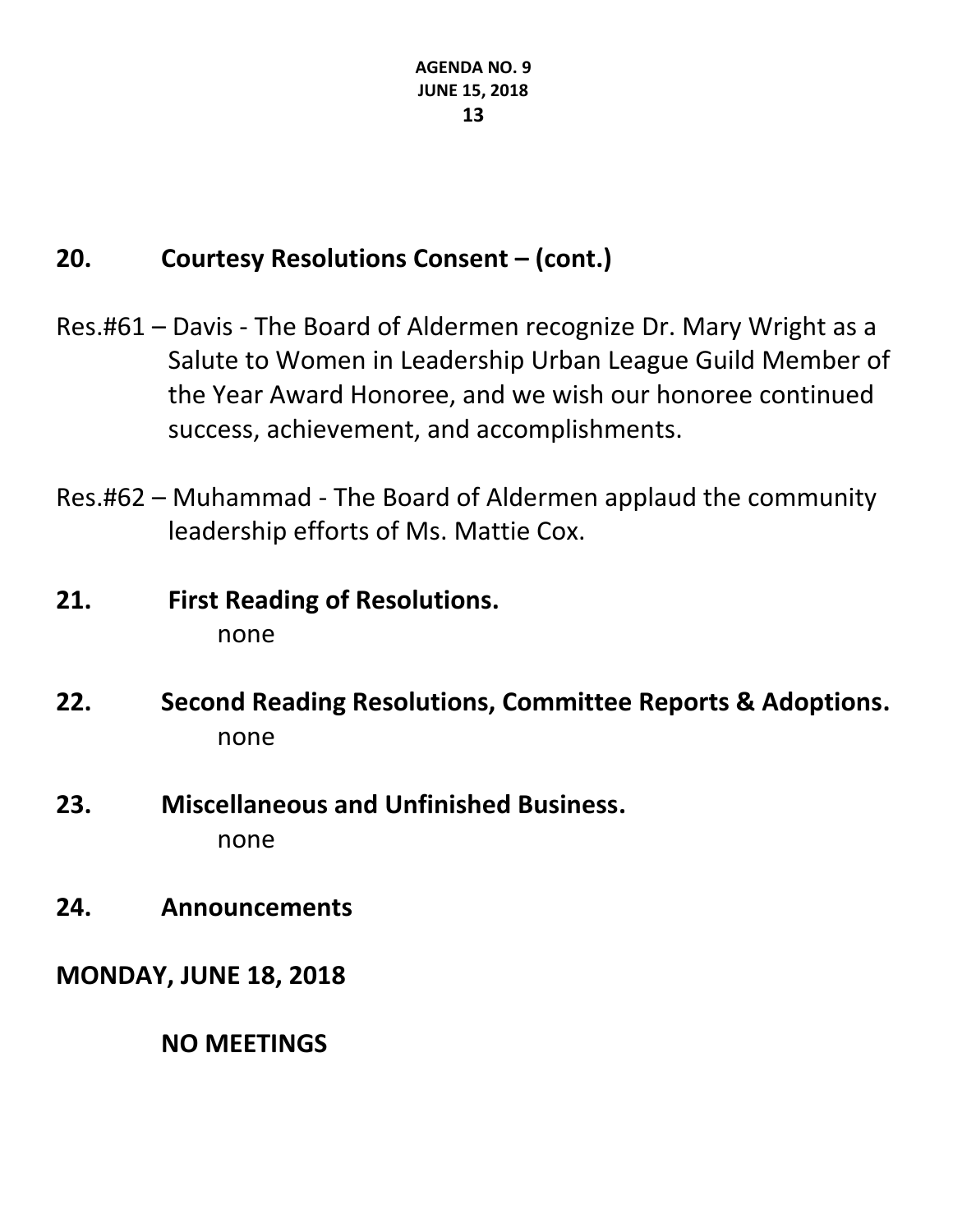## 20. Courtesy Resolutions Consent – (cont.)

Res.#61 – Davis - The Board of Aldermen recognize Dr. Mary Wright as a Salute to Women in Leadership Urban League Guild Member of the Year Award Honoree, and we wish our honoree continued success, achievement, and accomplishments.

Res.#62 – Muhammad - The Board of Aldermen applaud the community leadership efforts of Ms. Mattie Cox.

## 21. First Reading of Resolutions.

none

## 22. Second Reading Resolutions, Committee Reports & Adoptions.

none

## 23. Miscellaneous and Unfinished Business.

none

## 24. Announcements

**MONDAY, JUNE 18, 2018**

**NO MEETINGS**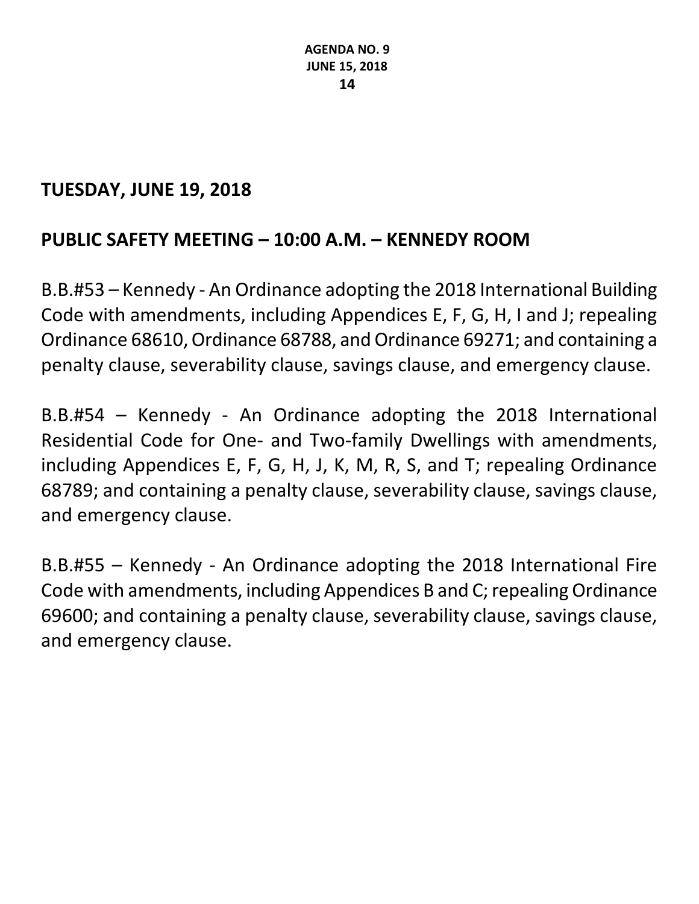**TUESDAY, JUNE 19, 2018**

**PUBLIC SAFETY MEETING – 10:00 A.M. – KENNEDY ROOM**

B.B.#53 – Kennedy - An Ordinance adopting the 2018 International Building Code with amendments, including Appendices E, F, G, H, I and J; repealing Ordinance 68610, Ordinance 68788, and Ordinance 69271; and containing a penalty clause, severability clause, savings clause, and emergency clause.

B.B.#54 – Kennedy - An Ordinance adopting the 2018 International Residential Code for One- and Two-family Dwellings with amendments, including Appendices E, F, G, H, J, K, M, R, S, and T; repealing Ordinance 68789; and containing a penalty clause, severability clause, savings clause, and emergency clause.

B.B.#55 – Kennedy - An Ordinance adopting the 2018 International Fire Code with amendments, including Appendices B and C; repealing Ordinance 69600; and containing a penalty clause, severability clause, savings clause, and emergency clause.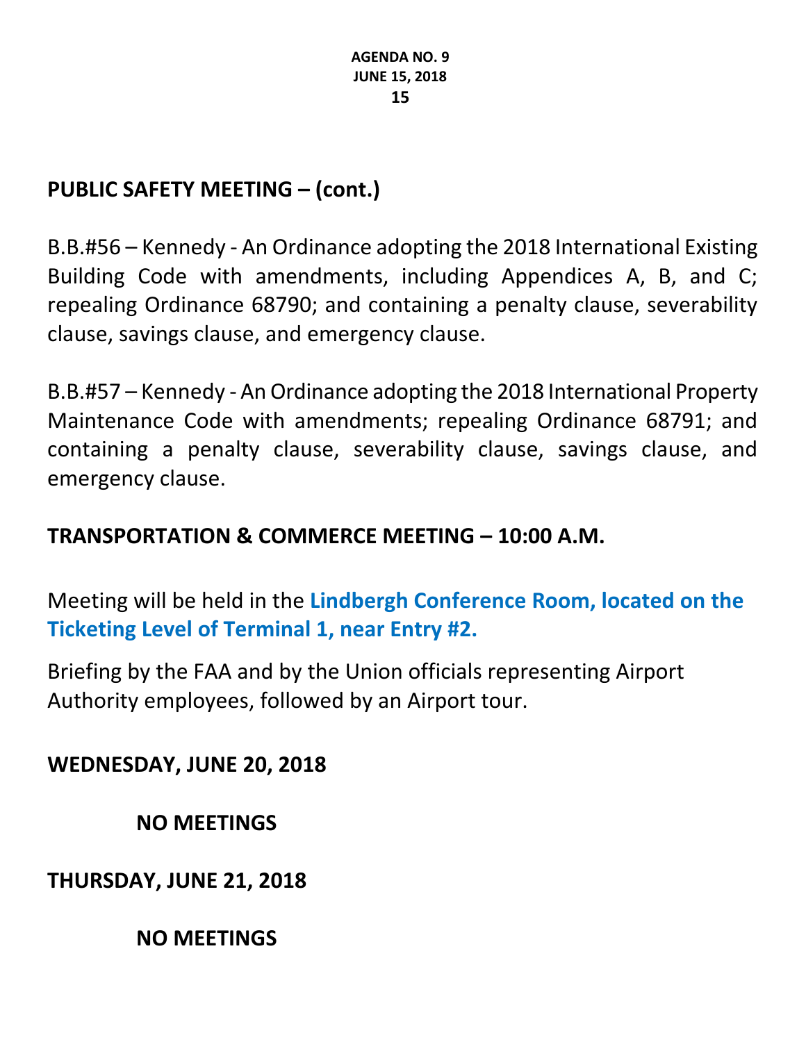**PUBLIC SAFETY MEETING – (cont.)**

B.B.#56 – Kennedy - An Ordinance adopting the 2018 International Existing Building Code with amendments, including Appendices A, B, and C; repealing Ordinance 68790; and containing a penalty clause, severability clause, savings clause, and emergency clause.

B.B.#57 – Kennedy - An Ordinance adopting the 2018 International Property Maintenance Code with amendments; repealing Ordinance 68791; and containing a penalty clause, severability clause, savings clause, and emergency clause.

**TRANSPORTATION & COMMERCE MEETING – 10:00 A.M.**

Meeting will be held in the **Lindbergh Conference Room, located on the Ticketing Level of Terminal 1, near Entry #2.**

Briefing by the FAA and by the Union officials representing Airport Authority employees, followed by an Airport tour.

**WEDNESDAY, JUNE 20, 2018**

**NO MEETINGS**

**THURSDAY, JUNE 21, 2018**

**NO MEETINGS**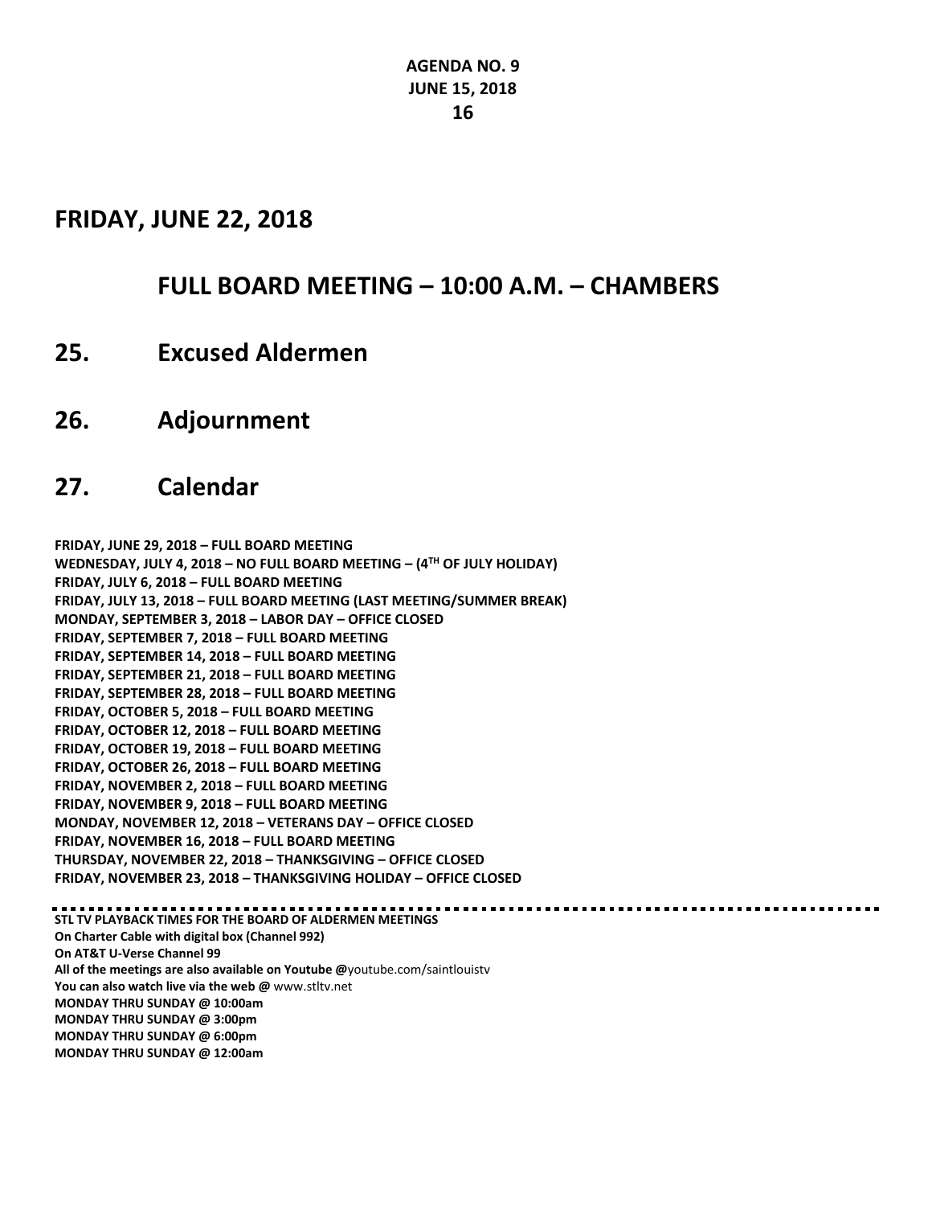**AGENDA NO. 9**
**JUNE 15, 2018**

## FRIDAY, JUNE 22, 2018

## FULL BOARD MEETING – 10:00 A.M. – CHAMBERS

## 25. Excused Aldermen

## 26. Adjournment

## 27. Calendar

**FRIDAY, JUNE 29, 2018 – FULL BOARD MEETING**
**WEDNESDAY, JULY 4, 2018 – NO FULL BOARD MEETING – (4TH OF JULY HOLIDAY)**
**FRIDAY, JULY 6, 2018 – FULL BOARD MEETING**
**FRIDAY, JULY 13, 2018 – FULL BOARD MEETING (LAST MEETING/SUMMER BREAK)**
**MONDAY, SEPTEMBER 3, 2018 – LABOR DAY – OFFICE CLOSED**
**FRIDAY, SEPTEMBER 7, 2018 – FULL BOARD MEETING**
**FRIDAY, SEPTEMBER 14, 2018 – FULL BOARD MEETING**
**FRIDAY, SEPTEMBER 21, 2018 – FULL BOARD MEETING**
**FRIDAY, SEPTEMBER 28, 2018 – FULL BOARD MEETING**
**FRIDAY, OCTOBER 5, 2018 – FULL BOARD MEETING**
**FRIDAY, OCTOBER 12, 2018 – FULL BOARD MEETING**
**FRIDAY, OCTOBER 19, 2018 – FULL BOARD MEETING**
**FRIDAY, OCTOBER 26, 2018 – FULL BOARD MEETING**
**FRIDAY, NOVEMBER 2, 2018 – FULL BOARD MEETING**
**FRIDAY, NOVEMBER 9, 2018 – FULL BOARD MEETING**
**MONDAY, NOVEMBER 12, 2018 – VETERANS DAY – OFFICE CLOSED**
**FRIDAY, NOVEMBER 16, 2018 – FULL BOARD MEETING**
**THURSDAY, NOVEMBER 22, 2018 – THANKSGIVING – OFFICE CLOSED**
**FRIDAY, NOVEMBER 23, 2018 – THANKSGIVING HOLIDAY – OFFICE CLOSED**

---

**STL TV PLAYBACK TIMES FOR THE BOARD OF ALDERMEN MEETINGS**
**On Charter Cable with digital box (Channel 992)**
**On AT&T U-Verse Channel 99**
**All of the meetings are also available on Youtube @**youtube.com/saintlouistv
**You can also watch live via the web @** www.stltv.net
**MONDAY THRU SUNDAY @ 10:00am**
**MONDAY THRU SUNDAY @ 3:00pm**
**MONDAY THRU SUNDAY @ 6:00pm**
**MONDAY THRU SUNDAY @ 12:00am**